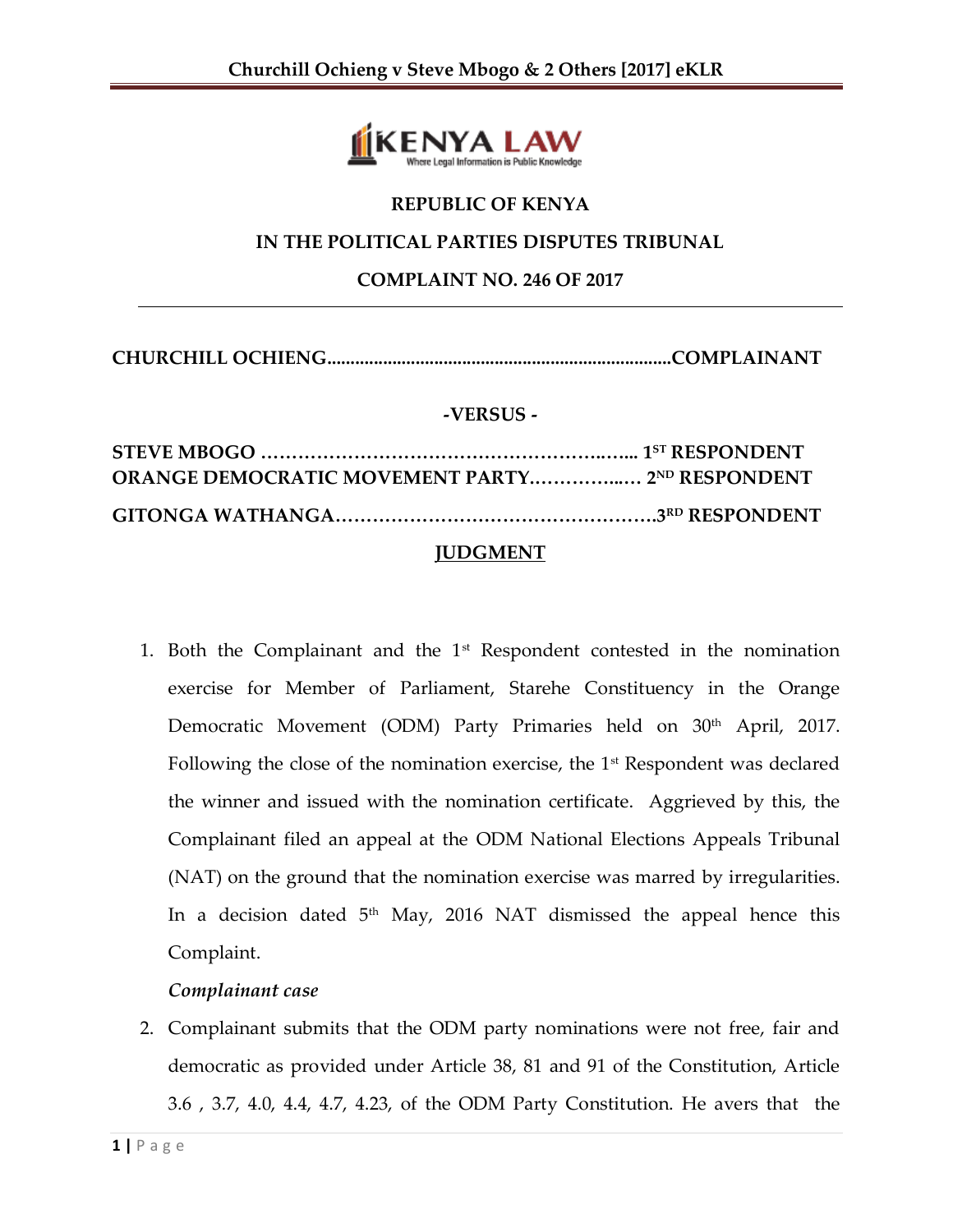REPUBLIC OF KENYA

IN THE POLITICAL PARTIES DISPUTES TRIBUNAL

COMPLAINT NO. 246 OF 2017

---

**CHURCHILL OCHIENG.........................................................................COMPLAINANT**

**-VERSUS -**

**STEVE MBOGO …………………………………………….….…... 1ST RESPONDENT**
**ORANGE DEMOCRATIC MOVEMENT PARTY…………..…. 2ND RESPONDENT**

**GITONGA WATHANGA…………………………………………….3RD RESPONDENT**

**JUDGMENT**

1. Both the Complainant and the 1st Respondent contested in the nomination exercise for Member of Parliament, Starehe Constituency in the Orange Democratic Movement (ODM) Party Primaries held on 30th April, 2017. Following the close of the nomination exercise, the 1st Respondent was declared the winner and issued with the nomination certificate. Aggrieved by this, the Complainant filed an appeal at the ODM National Elections Appeals Tribunal (NAT) on the ground that the nomination exercise was marred by irregularities. In a decision dated 5th May, 2016 NAT dismissed the appeal hence this Complaint.

*Complainant case*

2. Complainant submits that the ODM party nominations were not free, fair and democratic as provided under Article 38, 81 and 91 of the Constitution, Article 3.6 , 3.7, 4.0, 4.4, 4.7, 4.23, of the ODM Party Constitution. He avers that the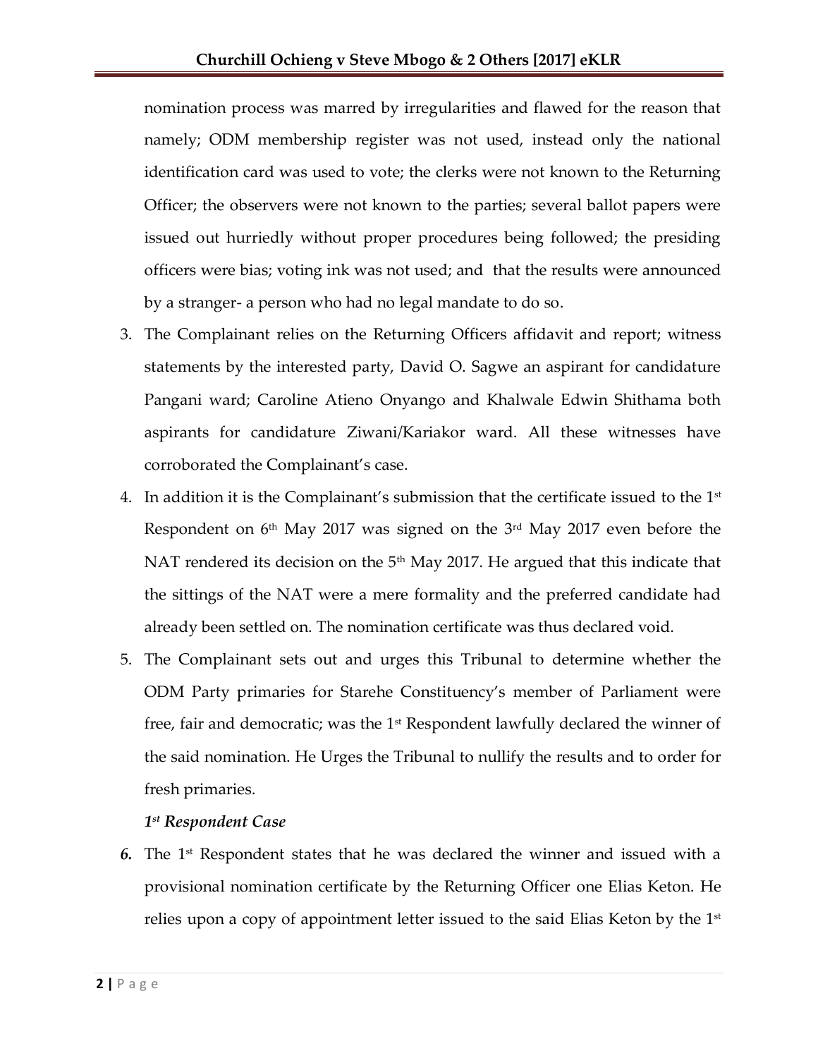nomination process was marred by irregularities and flawed for the reason that namely; ODM membership register was not used, instead only the national identification card was used to vote; the clerks were not known to the Returning Officer; the observers were not known to the parties; several ballot papers were issued out hurriedly without proper procedures being followed; the presiding officers were bias; voting ink was not used; and that the results were announced by a stranger- a person who had no legal mandate to do so.

3. The Complainant relies on the Returning Officers affidavit and report; witness statements by the interested party, David O. Sagwe an aspirant for candidature Pangani ward; Caroline Atieno Onyango and Khalwale Edwin Shithama both aspirants for candidature Ziwani/Kariakor ward. All these witnesses have corroborated the Complainant's case.
4. In addition it is the Complainant's submission that the certificate issued to the 1st Respondent on 6th May 2017 was signed on the 3rd May 2017 even before the NAT rendered its decision on the 5th May 2017. He argued that this indicate that the sittings of the NAT were a mere formality and the preferred candidate had already been settled on. The nomination certificate was thus declared void.
5. The Complainant sets out and urges this Tribunal to determine whether the ODM Party primaries for Starehe Constituency's member of Parliament were free, fair and democratic; was the 1st Respondent lawfully declared the winner of the said nomination. He Urges the Tribunal to nullify the results and to order for fresh primaries.

***1st Respondent Case***

6. The 1st Respondent states that he was declared the winner and issued with a provisional nomination certificate by the Returning Officer one Elias Keton. He relies upon a copy of appointment letter issued to the said Elias Keton by the 1st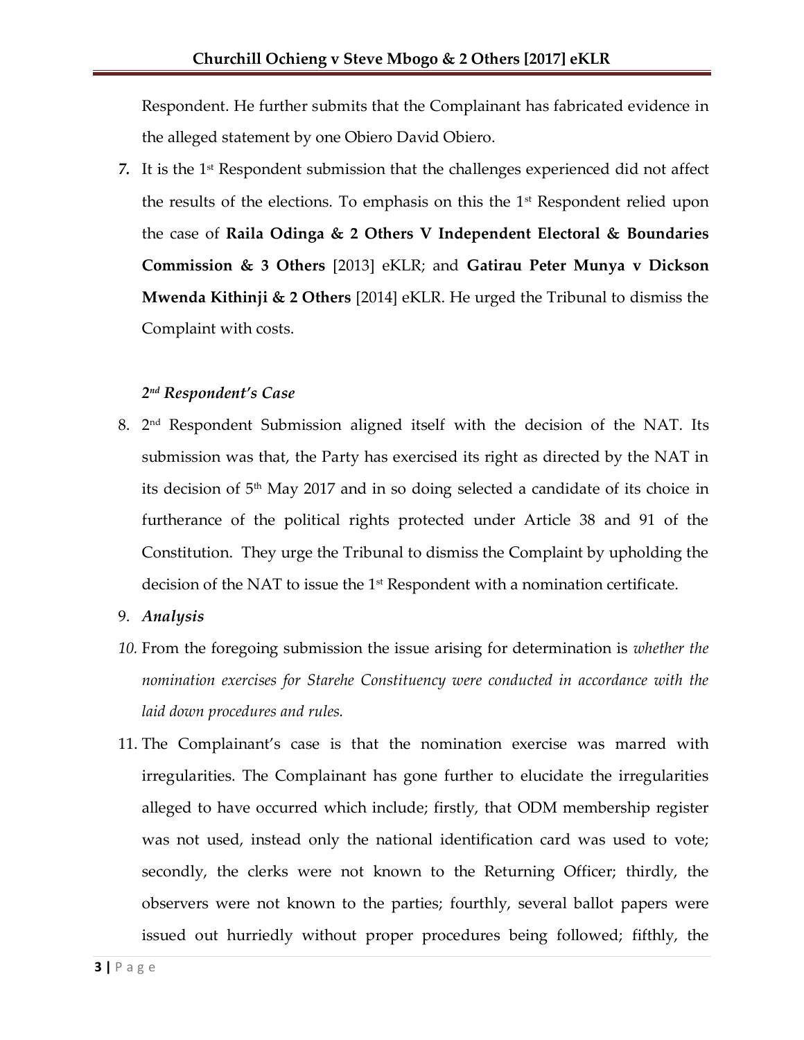Respondent. He further submits that the Complainant has fabricated evidence in the alleged statement by one Obiero David Obiero.

*7.* It is the 1st Respondent submission that the challenges experienced did not affect the results of the elections. To emphasis on this the 1st Respondent relied upon the case of **Raila Odinga & 2 Others V Independent Electoral & Boundaries Commission & 3 Others** [2013] eKLR; and **Gatirau Peter Munya v Dickson Mwenda Kithinji & 2 Others** [2014] eKLR. He urged the Tribunal to dismiss the Complaint with costs.

### *2nd Respondent's Case*

8. 2nd Respondent Submission aligned itself with the decision of the NAT. Its submission was that, the Party has exercised its right as directed by the NAT in its decision of 5th May 2017 and in so doing selected a candidate of its choice in furtherance of the political rights protected under Article 38 and 91 of the Constitution. They urge the Tribunal to dismiss the Complaint by upholding the decision of the NAT to issue the 1st Respondent with a nomination certificate.

9. ***Analysis***

*10.* From the foregoing submission the issue arising for determination is *whether the nomination exercises for Starehe Constituency were conducted in accordance with the laid down procedures and rules.*

11. The Complainant's case is that the nomination exercise was marred with irregularities. The Complainant has gone further to elucidate the irregularities alleged to have occurred which include; firstly, that ODM membership register was not used, instead only the national identification card was used to vote; secondly, the clerks were not known to the Returning Officer; thirdly, the observers were not known to the parties; fourthly, several ballot papers were issued out hurriedly without proper procedures being followed; fifthly, the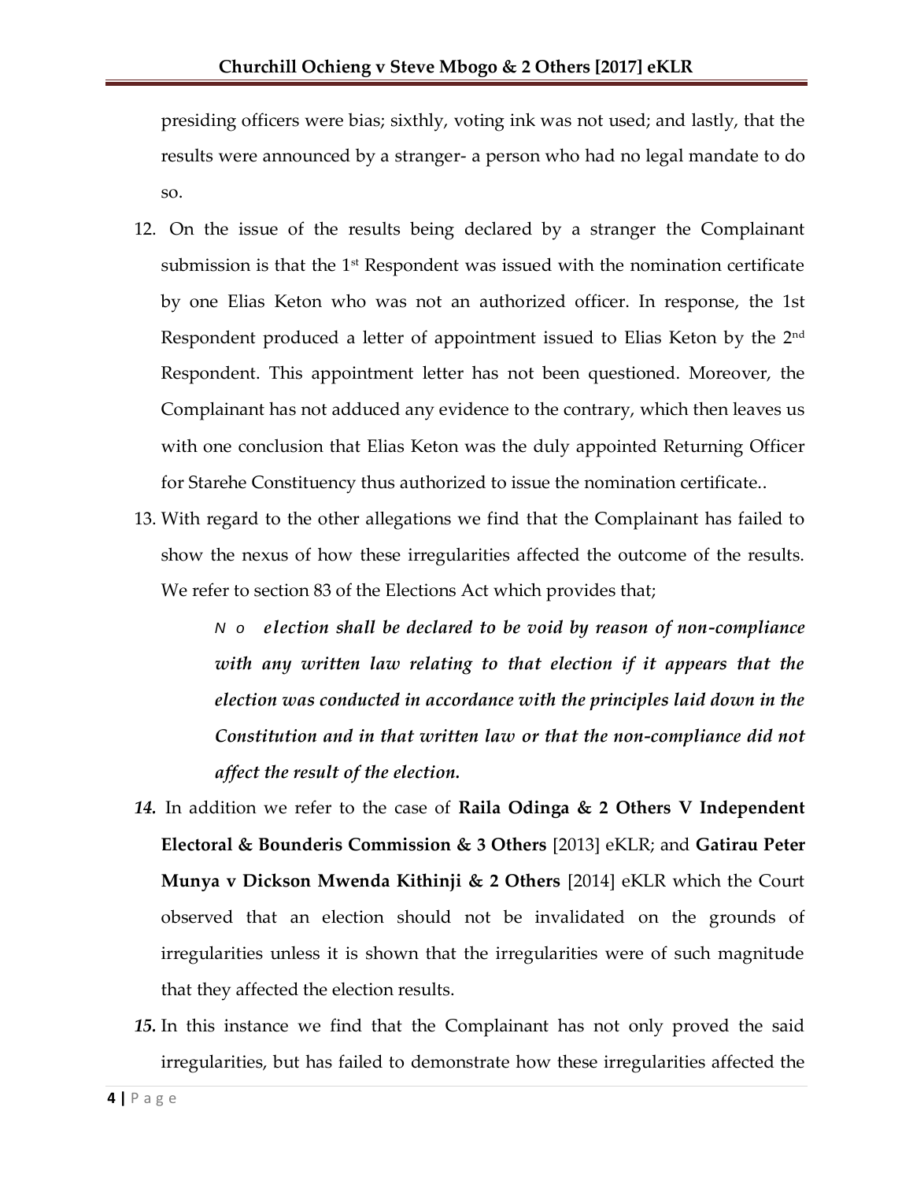presiding officers were bias; sixthly, voting ink was not used; and lastly, that the results were announced by a stranger- a person who had no legal mandate to do so.

12. On the issue of the results being declared by a stranger the Complainant submission is that the 1st Respondent was issued with the nomination certificate by one Elias Keton who was not an authorized officer. In response, the 1st Respondent produced a letter of appointment issued to Elias Keton by the 2nd Respondent. This appointment letter has not been questioned. Moreover, the Complainant has not adduced any evidence to the contrary, which then leaves us with one conclusion that Elias Keton was the duly appointed Returning Officer for Starehe Constituency thus authorized to issue the nomination certificate..

13. With regard to the other allegations we find that the Complainant has failed to show the nexus of how these irregularities affected the outcome of the results. We refer to section 83 of the Elections Act which provides that;

    > *No election shall be declared to be void by reason of non-compliance with any written law relating to that election if it appears that the election was conducted in accordance with the principles laid down in the Constitution and in that written law or that the non-compliance did not affect the result of the election.*

14. In addition we refer to the case of **Raila Odinga & 2 Others V Independent Electoral & Bounderis Commission & 3 Others** [2013] eKLR; and **Gatirau Peter Munya v Dickson Mwenda Kithinji & 2 Others** [2014] eKLR which the Court observed that an election should not be invalidated on the grounds of irregularities unless it is shown that the irregularities were of such magnitude that they affected the election results.

15. In this instance we find that the Complainant has not only proved the said irregularities, but has failed to demonstrate how these irregularities affected the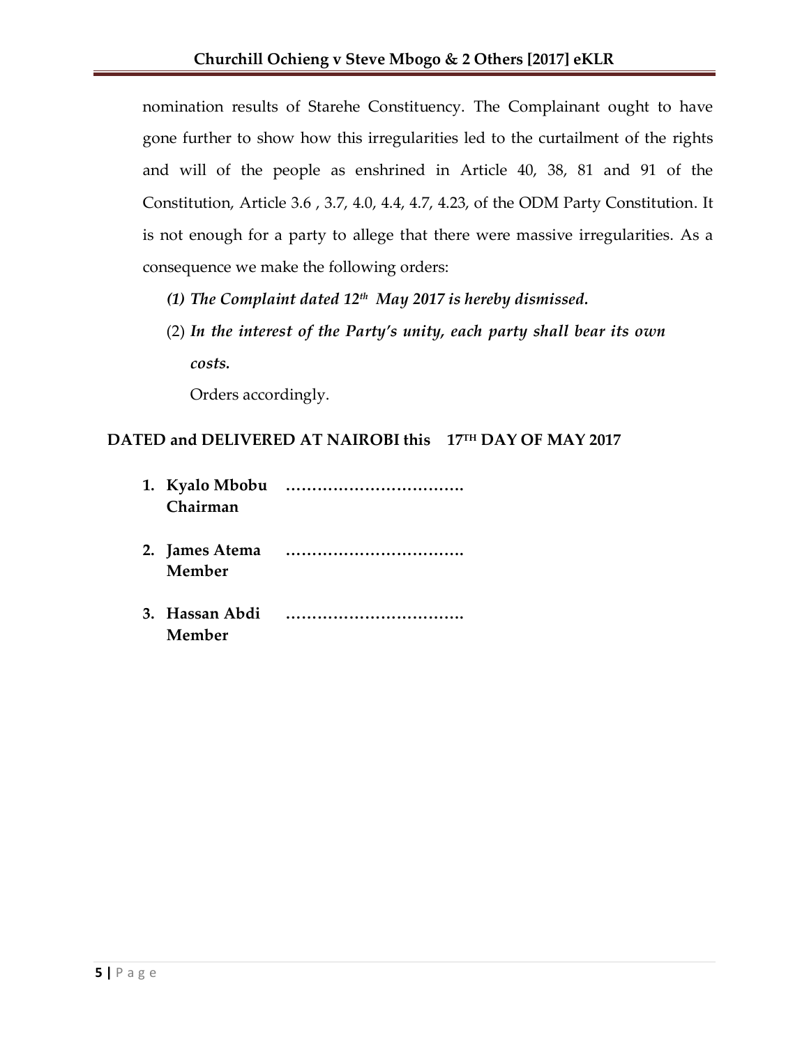nomination results of Starehe Constituency. The Complainant ought to have gone further to show how this irregularities led to the curtailment of the rights and will of the people as enshrined in Article 40, 38, 81 and 91 of the Constitution, Article 3.6 , 3.7, 4.0, 4.4, 4.7, 4.23, of the ODM Party Constitution. It is not enough for a party to allege that there were massive irregularities. As a consequence we make the following orders:

*(1) The Complaint dated 12th May 2017 is hereby dismissed.*

(2) *In the interest of the Party's unity, each party shall bear its own costs.*

Orders accordingly.

**DATED and DELIVERED AT NAIROBI this 17TH DAY OF MAY 2017**

1. **Kyalo Mbobu** ……………………………. **Chairman**

2. **James Atema** ……………………………. **Member**

3. **Hassan Abdi** ……………………………. **Member**